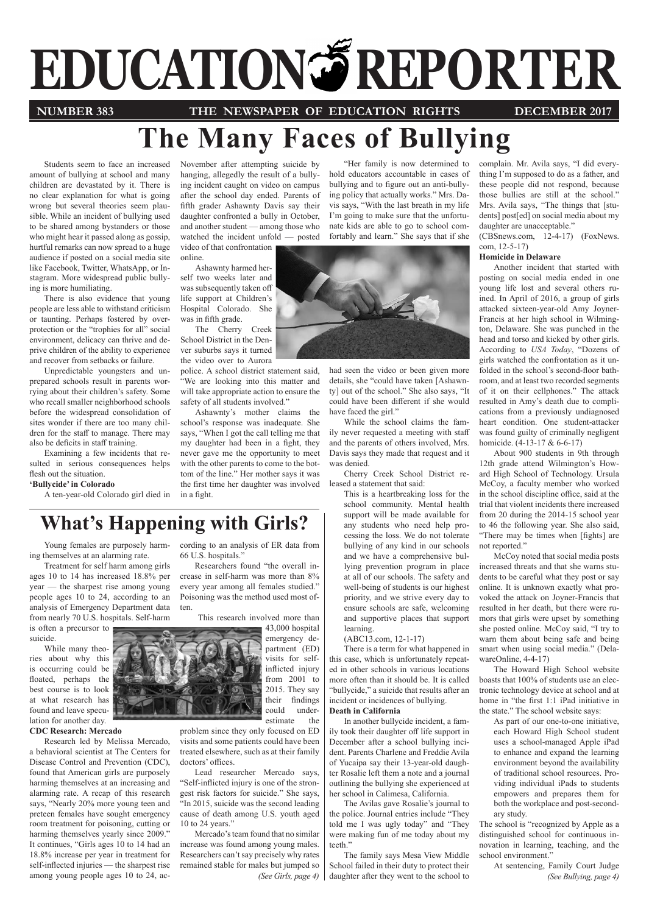# EDUCATION REPORTER

**NUMBER 383** **THE NEWSPAPER OF EDUCATION RIGHTS** **DECEMBER 2017**

# The Many Faces of Bullying

Students seem to face an increased amount of bullying at school and many children are devastated by it. There is no clear explanation for what is going wrong but several theories seem plausible. While an incident of bullying used to be shared among bystanders or those who might hear it passed along as gossip, hurtful remarks can now spread to a huge audience if posted on a social media site like Facebook, Twitter, WhatsApp, or Instagram. More widespread public bullying is more humiliating.

There is also evidence that young people are less able to withstand criticism or taunting. Perhaps fostered by overprotection or the "trophies for all" social environment, delicacy can thrive and deprive children of the ability to experience and recover from setbacks or failure.

Unpredictable youngsters and unprepared schools result in parents worrying about their children's safety. Some who recall smaller neighborhood schools before the widespread consolidation of sites wonder if there are too many children for the staff to manage. There may also be deficits in staff training.

Examining a few incidents that resulted in serious consequences helps flesh out the situation.

**'Bullycide' in Colorado**

A ten-year-old Colorado girl died in November after attempting suicide by hanging, allegedly the result of a bullying incident caught on video on campus after the school day ended. Parents of fifth grader Ashawnty Davis say their daughter confronted a bully in October, and another student — among those who watched the incident unfold — posted video of that confrontation online.

Ashawnty harmed herself two weeks later and was subsequently taken off life support at Children's Hospital Colorado. She was in fifth grade.

The Cherry Creek School District in the Denver suburbs says it turned the video over to Aurora police. A school district statement said, "We are looking into this matter and will take appropriate action to ensure the safety of all students involved."

Ashawnty's mother claims the school's response was inadequate. She says, "When I got the call telling me that my daughter had been in a fight, they never gave me the opportunity to meet with the other parents to come to the bottom of the line." Her mother says it was the first time her daughter was involved in a fight.

"Her family is now determined to hold educators accountable in cases of bullying and to figure out an anti-bullying policy that actually works." Mrs. Davis says, "With the last breath in my life I'm going to make sure that the unfortunate kids are able to go to school comfortably and learn." She says that if she had seen the video or been given more details, she "could have taken [Ashawnty] out of the school." She also says, "It could have been different if she would have faced the girl."

While the school claims the family never requested a meeting with staff and the parents of others involved, Mrs. Davis says they made that request and it was denied.

Cherry Creek School District released a statement that said:

> This is a heartbreaking loss for the school community. Mental health support will be made available for any students who need help processing the loss. We do not tolerate bullying of any kind in our schools and we have a comprehensive bullying prevention program in place at all of our schools. The safety and well-being of students is our highest priority, and we strive every day to ensure schools are safe, welcoming and supportive places that support learning.

(ABC13.com, 12-1-17)

There is a term for what happened in this case, which is unfortunately repeated in other schools in various locations more often than it should be. It is called "bullycide," a suicide that results after an incident or incidences of bullying.

**Death in California**

In another bullycide incident, a family took their daughter off life support in December after a school bullying incident. Parents Charlene and Freddie Avila of Yucaipa say their 13-year-old daughter Rosalie left them a note and a journal outlining the bullying she experienced at her school in Calimesa, California.

The Avilas gave Rosalie's journal to the police. Journal entries include "They told me I was ugly today" and "They were making fun of me today about my teeth."

The family says Mesa View Middle School failed in their duty to protect their daughter after they went to the school to complain. Mr. Avila says, "I did everything I'm supposed to do as a father, and these people did not respond, because those bullies are still at the school." Mrs. Avila says, "The things that [students] post[ed] on social media about my daughter are unacceptable."

(CBSnews.com, 12-4-17) (FoxNews.com, 12-5-17)

**Homicide in Delaware**

Another incident that started with posting on social media ended in one young life lost and several others ruined. In April of 2016, a group of girls attacked sixteen-year-old Amy Joyner-Francis at her high school in Wilmington, Delaware. She was punched in the head and torso and kicked by other girls. According to *USA Today*, "Dozens of girls watched the confrontation as it unfolded in the school's second-floor bathroom, and at least two recorded segments of it on their cellphones." The attack resulted in Amy's death due to complications from a previously undiagnosed heart condition. One student-attacker was found guilty of criminally negligent homicide. (4-13-17 & 6-6-17)

About 900 students in 9th through 12th grade attend Wilmington's Howard High School of Technology. Ursula McCoy, a faculty member who worked in the school discipline office, said at the trial that violent incidents there increased from 20 during the 2014-15 school year to 46 the following year. She also said, "There may be times when [fights] are not reported."

McCoy noted that social media posts increased threats and that she warns students to be careful what they post or say online. It is unknown exactly what provoked the attack on Joyner-Francis that resulted in her death, but there were rumors that girls were upset by something she posted online. McCoy said, "I try to warn them about being safe and being smart when using social media." (DelawareOnline, 4-4-17)

The Howard High School website boasts that 100% of students use an electronic technology device at school and at home in "the first 1:1 iPad initiative in the state." The school website says:

> As part of our one-to-one initiative, each Howard High School student uses a school-managed Apple iPad to enhance and expand the learning environment beyond the availability of traditional school resources. Providing individual iPads to students empowers and prepares them for both the workplace and post-secondary study.

The school is "recognized by Apple as a distinguished school for continuous innovation in learning, teaching, and the school environment."

At sentencing, Family Court Judge *(See Bullying, page 4)*

## What's Happening with Girls?

Young females are purposely harming themselves at an alarming rate.

Treatment for self harm among girls ages 10 to 14 has increased 18.8% per year — the sharpest rise among young people ages 10 to 24, according to an analysis of Emergency Department data from nearly 70 U.S. hospitals. Self-harm is often a precursor to suicide.

While many theories about why this is occurring could be floated, perhaps the best course is to look at what research has found and leave speculation for another day.

**CDC Research: Mercado**

Research led by Melissa Mercado, a behavioral scientist at The Centers for Disease Control and Prevention (CDC), found that American girls are purposely harming themselves at an increasing and alarming rate. A recap of this research says, "Nearly 20% more young teen and preteen females have sought emergency room treatment for poisoning, cutting or harming themselves yearly since 2009." It continues, "Girls ages 10 to 14 had an 18.8% increase per year in treatment for self-inflected injuries — the sharpest rise among young people ages 10 to 24, according to an analysis of ER data from 66 U.S. hospitals."

Researchers found "the overall increase in self-harm was more than 8% every year among all females studied." Poisoning was the method used most often.

This research involved more than 43,000 hospital emergency department (ED) visits for self-inflicted injury from 2001 to 2015. They say their findings could underestimate the problem since they only focused on ED visits and some patients could have been treated elsewhere, such as at their family doctors' offices.

Lead researcher Mercado says, "Self-inflicted injury is one of the strongest risk factors for suicide." She says, "In 2015, suicide was the second leading cause of death among U.S. youth aged 10 to 24 years."

Mercado's team found that no similar increase was found among young males. Researchers can't say precisely why rates remained stable for males but jumped so *(See Girls, page 4)*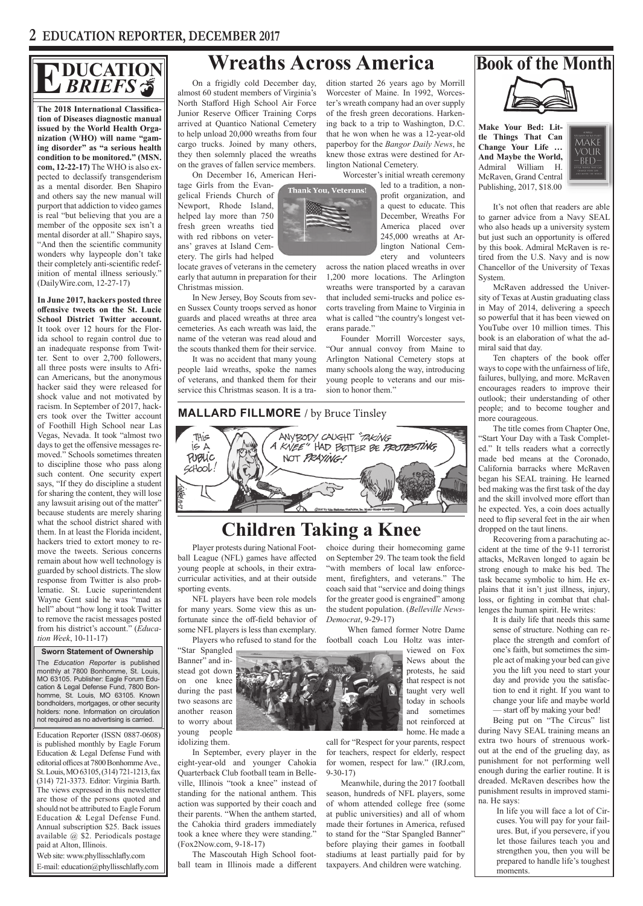# Education Briefs

**The 2018 International Classification of Diseases diagnostic manual issued by the World Health Organization (WHO) will name "gaming disorder" as "a serious health condition to be monitored." (MSN.com, 12-22-17)** The WHO is also expected to declassify transgenderism as a mental disorder. Ben Shapiro and others say the new manual will purport that addiction to video games is real "but believing that you are a member of the opposite sex isn't a mental disorder at all." Shapiro says, "And then the scientific community wonders why laypeople don't take their completely anti-scientific redefinition of mental illness seriously." (DailyWire.com, 12-27-17)

**In June 2017, hackers posted three offensive tweets on the St. Lucie School District Twitter account.** It took over 12 hours for the Florida school to regain control due to an inadequate response from Twitter. Sent to over 2,700 followers, all three posts were insults to African Americans, but the anonymous hacker said they were released for shock value and not motivated by racism. In September of 2017, hackers took over the Twitter account of Foothill High School near Las Vegas, Nevada. It took "almost two days to get the offensive messages removed." Schools sometimes threaten to discipline those who pass along such content. One security expert says, "If they do discipline a student for sharing the content, they will lose any lawsuit arising out of the matter" because students are merely sharing what the school district shared with them. In at least the Florida incident, hackers tried to extort money to remove the tweets. Serious concerns remain about how well technology is guarded by school districts. The slow response from Twitter is also problematic. St. Lucie superintendent Wayne Gent said he was "mad as hell" about "how long it took Twitter to remove the racist messages posted from his district's account." (*Education Week*, 10-11-17)

**Sworn Statement of Ownership**

The *Education Reporter* is published monthly at 7800 Bonhomme, St. Louis, MO 63105. Publisher: Eagle Forum Education & Legal Defense Fund, 7800 Bonhomme, St. Louis, MO 63105. Known bondholders, mortgages, or other security holders: none. Information on circulation not required as no advertising is carried.

Education Reporter (ISSN 0887-0608) is published monthly by Eagle Forum Education & Legal Defense Fund with editorial offices at 7800 Bonhomme Ave., St. Louis, MO 63105, (314) 721-1213, fax (314) 721-3373. Editor: Virginia Barth. The views expressed in this newsletter are those of the persons quoted and should not be attributed to Eagle Forum Education & Legal Defense Fund. Annual subscription $25. Back issues available @ $2. Periodicals postage paid at Alton, Illinois.

Web site: www.phyllisschlafly.com
E-mail: education@phyllisschlafly.com

# Wreaths Across America

On a frigidly cold December day, almost 60 student members of Virginia's North Stafford High School Air Force Junior Reserve Officer Training Corps arrived at Quantico National Cemetery to help unload 20,000 wreaths from four cargo trucks. Joined by many others, they then solemnly placed the wreaths on the graves of fallen service members.

On December 16, American Heritage Girls from the Evangelical Friends Church of Newport, Rhode Island, helped lay more than 750 fresh green wreaths tied with red ribbons on veterans' graves at Island Cemetery. The girls had helped locate graves of veterans in the cemetery early that autumn in preparation for their Christmas mission.

Thank You, Veterans!

In New Jersey, Boy Scouts from seven Sussex County troops served as honor guards and placed wreaths at three area cemeteries. As each wreath was laid, the name of the veteran was read aloud and the scouts thanked them for their service.

It was no accident that many young people laid wreaths, spoke the names of veterans, and thanked them for their service this Christmas season. It is a tradition started 26 years ago by Morrill Worcester of Maine. In 1992, Worcester's wreath company had an over supply of the fresh green decorations. Harkening back to a trip to Washington, D.C. that he won when he was a 12-year-old paperboy for the *Bangor Daily News*, he knew those extras were destined for Arlington National Cemetery.

Worcester's initial wreath ceremony led to a tradition, a nonprofit organization, and a quest to educate. This December, Wreaths For America placed over 245,000 wreaths at Arlington National Cemetery and volunteers across the nation placed wreaths in over 1,200 more locations. The Arlington wreaths were transported by a caravan that included semi-trucks and police escorts traveling from Maine to Virginia in what is called "the country's longest veterans parade."

Founder Morrill Worcester says, "Our annual convoy from Maine to Arlington National Cemetery stops at many schools along the way, introducing young people to veterans and our mission to honor them."

**MALLARD FILLMORE** / by Bruce Tinsley

# Children Taking a Knee

Player protests during National Football League (NFL) games have affected young people at schools, in their extracurricular activities, and at their outside sporting events.

NFL players have been role models for many years. Some view this as unfortunate since the off-field behavior of some NFL players is less than exemplary.

Players who refused to stand for the "Star Spangled Banner" and instead got down on one knee during the past two seasons are another reason to worry about young people idolizing them.

In September, every player in the eight-year-old and younger Cahokia Quarterback Club football team in Belleville, Illinois "took a knee" instead of standing for the national anthem. This action was supported by their coach and their parents. "When the anthem started, the Cahokia third graders immediately took a knee where they were standing." (Fox2Now.com, 9-18-17)

The Mascoutah High School football team in Illinois made a different choice during their homecoming game on September 29. The team took the field "with members of local law enforcement, firefighters, and veterans." The coach said that "service and doing things for the greater good is engrained" among the student population. (*Belleville News-Democrat*, 9-29-17)

When famed former Notre Dame football coach Lou Holtz was interviewed on Fox News about the protests, he said that respect is not taught very well today in schools and sometimes not reinforced at home. He made a call for "Respect for your parents, respect for teachers, respect for elderly, respect for women, respect for law." (IRJ.com, 9-30-17)

Meanwhile, during the 2017 football season, hundreds of NFL players, some of whom attended college free (some at public universities) and all of whom made their fortunes in America, refused to stand for the "Star Spangled Banner" before playing their games in football stadiums at least partially paid for by taxpayers. And children were watching.

# Book of the Month

**Make Your Bed: Little Things That Can Change Your Life … And Maybe the World,** Admiral William H. McRaven, Grand Central Publishing, 2017, $18.00

It's not often that readers are able to garner advice from a Navy SEAL who also heads up a university system but just such an opportunity is offered by this book. Admiral McRaven is retired from the U.S. Navy and is now Chancellor of the University of Texas System.

McRaven addressed the University of Texas at Austin graduating class in May of 2014, delivering a speech so powerful that it has been viewed on YouTube over 10 million times. This book is an elaboration of what the admiral said that day.

Ten chapters of the book offer ways to cope with the unfairness of life, failures, bullying, and more. McRaven encourages readers to improve their outlook; their understanding of other people; and to become tougher and more courageous.

The title comes from Chapter One, "Start Your Day with a Task Completed." It tells readers what a correctly made bed means at the Coronado, California barracks where McRaven began his SEAL training. He learned bed making was the first task of the day and the skill involved more effort than he expected. Yes, a coin does actually need to flip several feet in the air when dropped on the taut linens.

Recovering from a parachuting accident at the time of the 9-11 terrorist attacks, McRaven longed to again be strong enough to make his bed. The task became symbolic to him. He explains that it isn't just illness, injury, loss, or fighting in combat that challenges the human spirit. He writes:

> It is daily life that needs this same sense of structure. Nothing can replace the strength and comfort of one's faith, but sometimes the simple act of making your bed can give you the lift you need to start your day and provide you the satisfaction to end it right. If you want to change your life and maybe the world — start off by making your bed!

Being put on "The Circus" list during Navy SEAL training means an extra two hours of strenuous workout at the end of the grueling day, as punishment for not performing well enough during the earlier routine. It is dreaded. McRaven describes how the punishment results in improved stamina. He says:

> In life you will face a lot of Circuses. You will pay for your failures. But, if you persevere, if you let those failures teach you and strengthen you, then you will be prepared to handle life's toughest moments.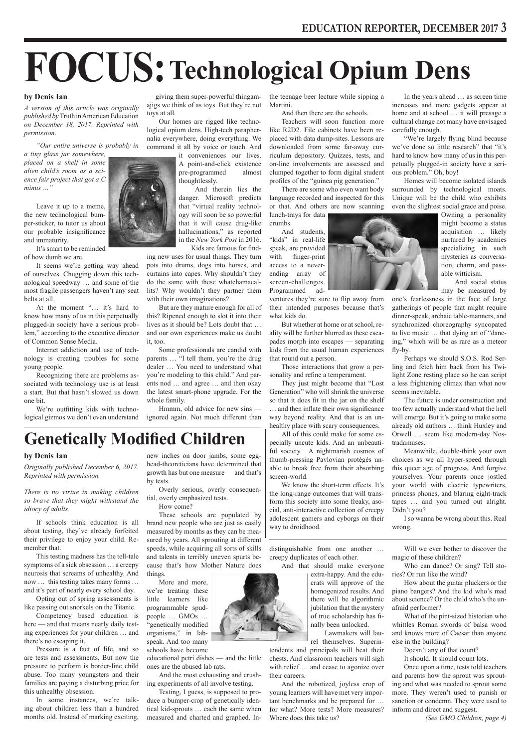# FOCUS: Technological Opium Dens

**by Denis Ian**

*A version of this article was originally published by* Truth in American Education *on December 18, 2017. Reprinted with permission.*

*"Our entire universe is probably in a tiny glass jar somewhere, placed on a shelf in some alien child's room as a science fair project that got a C minus …"*

Leave it up to a meme, the new technological bumper-sticker, to tutor us about our probable insignificance and immaturity.

It's smart to be reminded of how dumb we are.

It seems we're getting way ahead of ourselves. Chugging down this technological speedway … and some of the most fragile passengers haven't any seat belts at all.

At the moment "… it's hard to know how many of us in this perpetually plugged-in society have a serious problem," according to the executive director of Common Sense Media.

Internet addiction and use of technology is creating troubles for some young people.

Recognizing there are problems associated with technology use is at least a start. But that hasn't slowed us down one bit.

We're outfitting kids with technological gizmos we don't even understand — giving them super-powerful thingamajigs we think of as toys. But they're not toys at all.

Our homes are rigged like technological opium dens. High-tech paraphernalia everywhere, doing everything. We command it all by voice or touch. And it conveniences our lives. A point-and-click existence pre-programmed almost thoughtlessly.

And therein lies the danger. Microsoft predicts that "virtual reality technology will soon be so powerful that it will cause drug-like hallucinations," as reported in the *New York Post* in 2016.

Kids are famous for finding new uses for usual things. They turn pots into drums, dogs into horses, and curtains into capes. Why shouldn't they do the same with these whatchamacallits? Why wouldn't they partner them with their own imaginations?

But are they mature enough for all of this? Ripened enough to slot it into their lives as it should be? Lots doubt that … and our own experiences make us doubt it, too.

Some professionals are candid with parents … "I tell them, you're the drug dealer … You need to understand what you're modeling to this child." And parents nod … and agree … and then okay the latest smart-phone upgrade. For the whole family.

Hmmm, old advice for new sins — ignored again. Not much different than the teenage beer lecture while sipping a Martini.

And then there are the schools.

Teachers will soon function more like R2D2. File cabinets have been replaced with data dump-sites. Lessons are downloaded from some far-away curriculum depository. Quizzes, tests, and on-line involvements are assessed and clumped together to form digital student profiles of the "guinea pig generation."

There are some who even want body language recorded and inspected for this or that. And others are now scanning lunch-trays for data crumbs.

And students, "kids" in real-life speak, are provided with finger-print access to a never-ending array of screen-challenges. Programmed adventures they're sure to flip away from their intended purposes because that's what kids do.

But whether at home or at school, reality will be further blurred as these escapades morph into escapes — separating kids from the usual human experiences that round out a person.

Those interactions that grow a personality and refine a temperament.

They just might become that "Lost Generation" who will shrink the universe so that it does fit in the jar on the shelf … and then inflate their own significance way beyond reality. And that is an unhealthy place with scary consequences.

All of this could make for some especially uncute kids. And an unbeautiful society. A nightmarish cosmos of thumb-pressing Pavlovian protégés unable to break free from their absorbing screen-world.

We know the short-term effects. It's the long-range outcomes that will transform this society into some freaky, asocial, anti-interactive collection of creepy adolescent gamers and cyborgs on their way to droidhood.

In the years ahead … as screen time increases and more gadgets appear at home and at school … it will presage a cultural change not many have envisaged carefully enough.

"We're largely flying blind because we've done so little research" that "it's hard to know how many of us in this perpetually plugged-in society have a serious problem." Oh, boy!

Homes will become isolated islands surrounded by technological moats. Unique will be the child who exhibits even the slightest social grace and poise.

Owning a personality might become a status acquisition … likely nurtured by academies specializing in such mysteries as conversation, charm, and passable witticism.

And social status may be measured by one's fearlessness in the face of large gatherings of people that might require dinner-speak, archaic table-manners, and synchronized choreography syncopated to live music … that dying art of "dancing," which will be as rare as a meteor fly-by.

Perhaps we should S.O.S. Rod Serling and fetch him back from his Twilight Zone resting place so he can script a less frightening climax than what now seems inevitable.

The future is under construction and too few actually understand what the hell will emerge. But it's going to make some already old authors … think Huxley and Orwell … seem like modern-day Nostradamuses.

Meanwhile, double-think your own choices as we all hyper-speed through this queer age of progress. And forgive yourselves. Your parents once jostled your world with electric typewriters, princess phones, and blaring eight-track tapes … and you turned out alright. Didn't you?

I so wanna be wrong about this. Real wrong.

# Genetically Modified Children

**by Denis Ian**

*Originally published December 6, 2017. Reprinted with permission.*

*There is no virtue in making children so brave that they might withstand the idiocy of adults.*

If schools think education is all about testing, they've already forfeited their privilege to enjoy your child. Remember that.

This testing madness has the tell-tale symptoms of a sick obsession … a creepy neurosis that screams of unhealthy. And now … this testing takes many forms … and it's part of nearly every school day.

Opting out of spring assessments is like passing out snorkels on the Titanic.

Competency based education is here — and that means nearly daily testing experiences for your children … and there's no escaping it.

Pressure is a fact of life, and so are tests and assessments. But now the pressure to perform is border-line child abuse. Too many youngsters and their families are paying a disturbing price for this unhealthy obsession.

In some instances, we're talking about children less than a hundred months old. Instead of marking exciting, new inches on door jambs, some egghead-theoreticians have determined that growth has but one measure — and that's by tests.

Overly serious, overly consequential, overly emphasized tests.

How come?

These schools are populated by brand new people who are just as easily measured by months as they can be measured by years. All sprouting at different speeds, while acquiring all sorts of skills and talents in terribly uneven spurts because that's how Mother Nature does things.

More and more, we're treating these little learners like programmable spud-people … GMOs … "genetically modified organisms," in lab-speak. And too many schools have become educational petri dishes — and the little ones are the abused lab rats.

And the most exhausting and crushing experiments of all involve testing.

Testing, I guess, is supposed to produce a bumper-crop of genetically identical kid-sprouts … each the same when measured and charted and graphed. Indistinguishable from one another … creepy duplicates of each other.

And that should make everyone extra-happy. And the educrats will approve of the homogenized results. And there will be algorithmic jubilation that the mystery of true scholarship has finally been unlocked.

Lawmakers will laurel themselves. Superintendents and principals will beat their chests. And classroom teachers will sigh with relief … and cease to agonize over their careers.

And the robotized, joyless crop of young learners will have met very important benchmarks and be prepared for … for what? More tests? More measures? Where does this take us?

Will we ever bother to discover the magic of these children?

Who can dance? Or sing? Tell stories? Or run like the wind?

How about the guitar pluckers or the piano bangers? And the kid who's mad about science? Or the child who's the unafraid performer?

What of the pint-sized historian who whittles Roman swords of balsa wood and knows more of Caesar than anyone else in the building?

Doesn't any of that count?

It should. It should count lots.

Once upon a time, tests told teachers and parents how the sprout was sprouting and what was needed to sprout some more. They weren't used to punish or sanction or condemn. They were used to inform and direct and suggest.

*(See GMO Children, page 4)*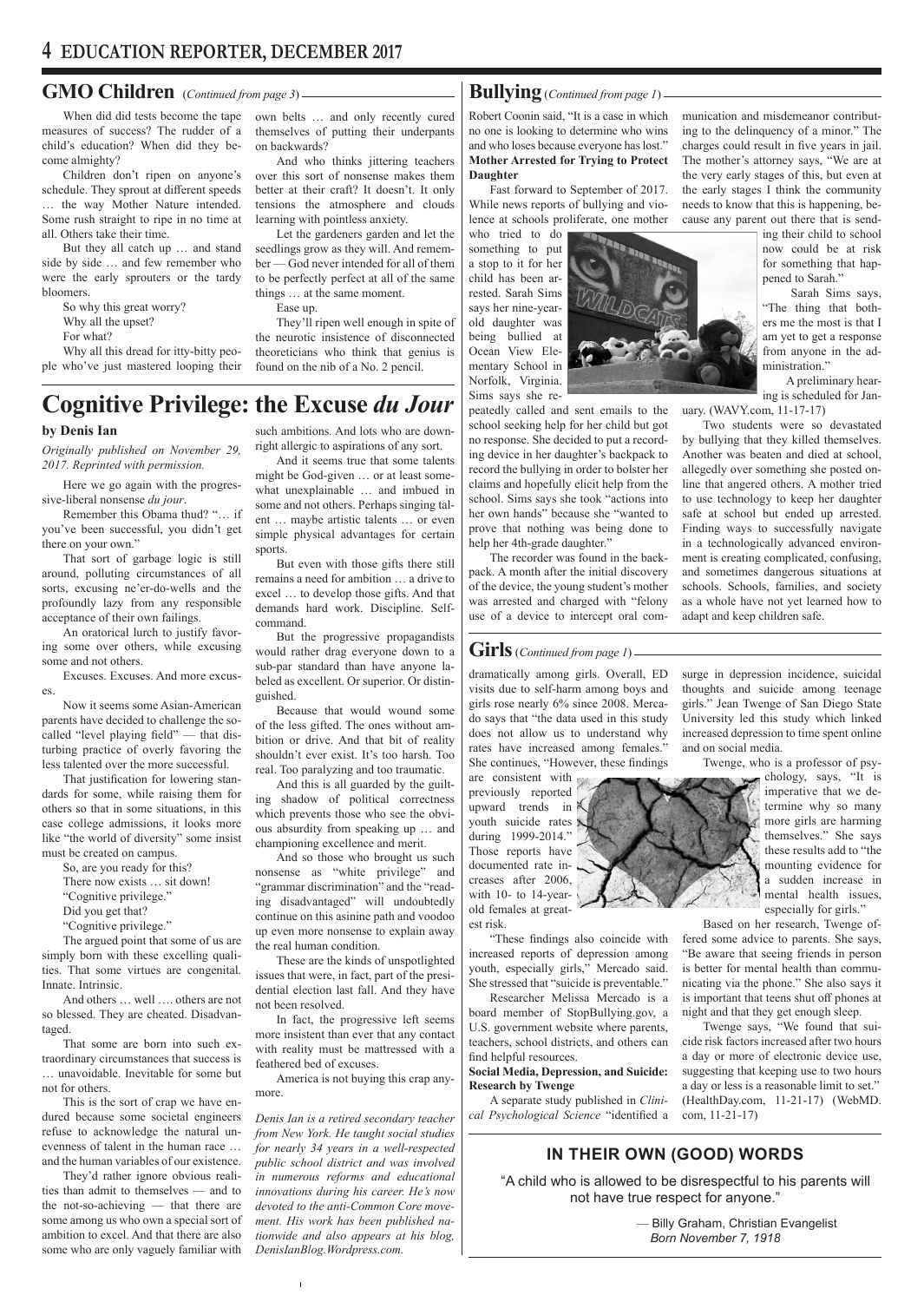## GMO Children (*Continued from page 3*)

When did did tests become the tape measures of success? The rudder of a child's education? When did they become almighty?

Children don't ripen on anyone's schedule. They sprout at different speeds … the way Mother Nature intended. Some rush straight to ripe in no time at all. Others take their time.

But they all catch up … and stand side by side … and few remember who were the early sprouters or the tardy bloomers.

So why this great worry?

Why all the upset?

For what?

Why all this dread for itty-bitty people who've just mastered looping their own belts … and only recently cured themselves of putting their underpants on backwards?

And who thinks jittering teachers over this sort of nonsense makes them better at their craft? It doesn't. It only tensions the atmosphere and clouds learning with pointless anxiety.

Let the gardeners garden and let the seedlings grow as they will. And remember — God never intended for all of them to be perfectly perfect at all of the same things … at the same moment.

Ease up.

They'll ripen well enough in spite of the neurotic insistence of disconnected theoreticians who think that genius is found on the nib of a No. 2 pencil.

# Cognitive Privilege: the Excuse *du Jour*

**by Denis Ian**

*Originally published on November 29, 2017. Reprinted with permission.*

Here we go again with the progressive-liberal nonsense *du jour*.

Remember this Obama thud? "… if you've been successful, you didn't get there on your own."

That sort of garbage logic is still around, polluting circumstances of all sorts, excusing ne'er-do-wells and the profoundly lazy from any responsible acceptance of their own failings.

An oratorical lurch to justify favoring some over others, while excusing some and not others.

Excuses. Excuses. And more excuses.

Now it seems some Asian-American parents have decided to challenge the so-called "level playing field" — that disturbing practice of overly favoring the less talented over the more successful.

That justification for lowering standards for some, while raising them for others so that in some situations, in this case college admissions, it looks more like "the world of diversity" some insist must be created on campus.

So, are you ready for this?

There now exists … sit down!

"Cognitive privilege."

Did you get that?

"Cognitive privilege."

The argued point that some of us are simply born with these excelling qualities. That some virtues are congenital. Innate. Intrinsic.

And others … well …. others are not so blessed. They are cheated. Disadvantaged.

That some are born into such extraordinary circumstances that success is … unavoidable. Inevitable for some but not for others.

This is the sort of crap we have endured because some societal engineers refuse to acknowledge the natural unevenness of talent in the human race … and the human variables of our existence.

They'd rather ignore obvious realities than admit to themselves — and to the not-so-achieving — that there are some among us who own a special sort of ambition to excel. And that there are also some who are only vaguely familiar with such ambitions. And lots who are downright allergic to aspirations of any sort.

And it seems true that some talents might be God-given … or at least somewhat unexplainable … and imbued in some and not others. Perhaps singing talent … maybe artistic talents … or even simple physical advantages for certain sports.

But even with those gifts there still remains a need for ambition … a drive to excel … to develop those gifts. And that demands hard work. Discipline. Self-command.

But the progressive propagandists would rather drag everyone down to a sub-par standard than have anyone labeled as excellent. Or superior. Or distinguished.

Because that would wound some of the less gifted. The ones without ambition or drive. And that bit of reality shouldn't ever exist. It's too harsh. Too real. Too paralyzing and too traumatic.

And this is all guarded by the guilting shadow of political correctness which prevents those who see the obvious absurdity from speaking up … and championing excellence and merit.

And so those who brought us such nonsense as "white privilege" and "grammar discrimination" and the "reading disadvantaged" will undoubtedly continue on this asinine path and voodoo up even more nonsense to explain away the real human condition.

These are the kinds of unspotlighted issues that were, in fact, part of the presidential election last fall. And they have not been resolved.

In fact, the progressive left seems more insistent than ever that any contact with reality must be mattressed with a feathered bed of excuses.

America is not buying this crap anymore.

*Denis Ian is a retired secondary teacher from New York. He taught social studies for nearly 34 years in a well-respected public school district and was involved in numerous reforms and educational innovations during his career. He's now devoted to the anti-Common Core movement. His work has been published nationwide and also appears at his blog, DenisIanBlog.Wordpress.com.*

## Bullying (*Continued from page 1*)

Robert Coonin said, "It is a case in which no one is looking to determine who wins and who loses because everyone has lost."

**Mother Arrested for Trying to Protect Daughter**

Fast forward to September of 2017. While news reports of bullying and violence at schools proliferate, one mother who tried to do something to put a stop to it for her child has been arrested. Sarah Sims says her nine-year-old daughter was being bullied at Ocean View Elementary School in Norfolk, Virginia. Sims says she repeatedly called and sent emails to the school seeking help for her child but got no response. She decided to put a recording device in her daughter's backpack to record the bullying in order to bolster her claims and hopefully elicit help from the school. Sims says she took "actions into her own hands" because she "wanted to prove that nothing was being done to help her 4th-grade daughter."

The recorder was found in the backpack. A month after the initial discovery of the device, the young student's mother was arrested and charged with "felony use of a device to intercept oral communication and misdemeanor contributing to the delinquency of a minor." The charges could result in five years in jail. The mother's attorney says, "We are at the very early stages of this, but even at the early stages I think the community needs to know that this is happening, because any parent out there that is sending their child to school now could be at risk for something that happened to Sarah."

Sarah Sims says, "The thing that bothers me the most is that I am yet to get a response from anyone in the administration."

A preliminary hearing is scheduled for January. (WAVY.com, 11-17-17)

Two students were so devastated by bullying that they killed themselves. Another was beaten and died at school, allegedly over something she posted online that angered others. A mother tried to use technology to keep her daughter safe at school but ended up arrested. Finding ways to successfully navigate in a technologically advanced environment is creating complicated, confusing, and sometimes dangerous situations at schools. Schools, families, and society as a whole have not yet learned how to adapt and keep children safe.

## Girls (*Continued from page 1*)

dramatically among girls. Overall, ED visits due to self-harm among boys and girls rose nearly 6% since 2008. Mercado says that "the data used in this study does not allow us to understand why rates have increased among females." She continues, "However, these findings are consistent with previously reported upward trends in youth suicide rates during 1999-2014." Those reports have documented rate increases after 2006, with 10- to 14-year-old females at greatest risk.

"These findings also coincide with increased reports of depression among youth, especially girls," Mercado said. She stressed that "suicide is preventable."

Researcher Melissa Mercado is a board member of StopBullying.gov, a U.S. government website where parents, teachers, school districts, and others can find helpful resources.

**Social Media, Depression, and Suicide: Research by Twenge**

A separate study published in *Clinical Psychological Science* "identified a surge in depression incidence, suicidal thoughts and suicide among teenage girls." Jean Twenge of San Diego State University led this study which linked increased depression to time spent online and on social media.

Twenge, who is a professor of psychology, says, "It is imperative that we determine why so many more girls are harming themselves." She says these results add to "the mounting evidence for a sudden increase in mental health issues, especially for girls."

Based on her research, Twenge offered some advice to parents. She says, "Be aware that seeing friends in person is better for mental health than communicating via the phone." She also says it is important that teens shut off phones at night and that they get enough sleep.

Twenge says, "We found that suicide risk factors increased after two hours a day or more of electronic device use, suggesting that keeping use to two hours a day or less is a reasonable limit to set." (HealthDay.com, 11-21-17) (WebMD.com, 11-21-17)

## IN THEIR OWN (GOOD) WORDS

"A child who is allowed to be disrespectful to his parents will not have true respect for anyone."

— Billy Graham, Christian Evangelist
*Born November 7, 1918*